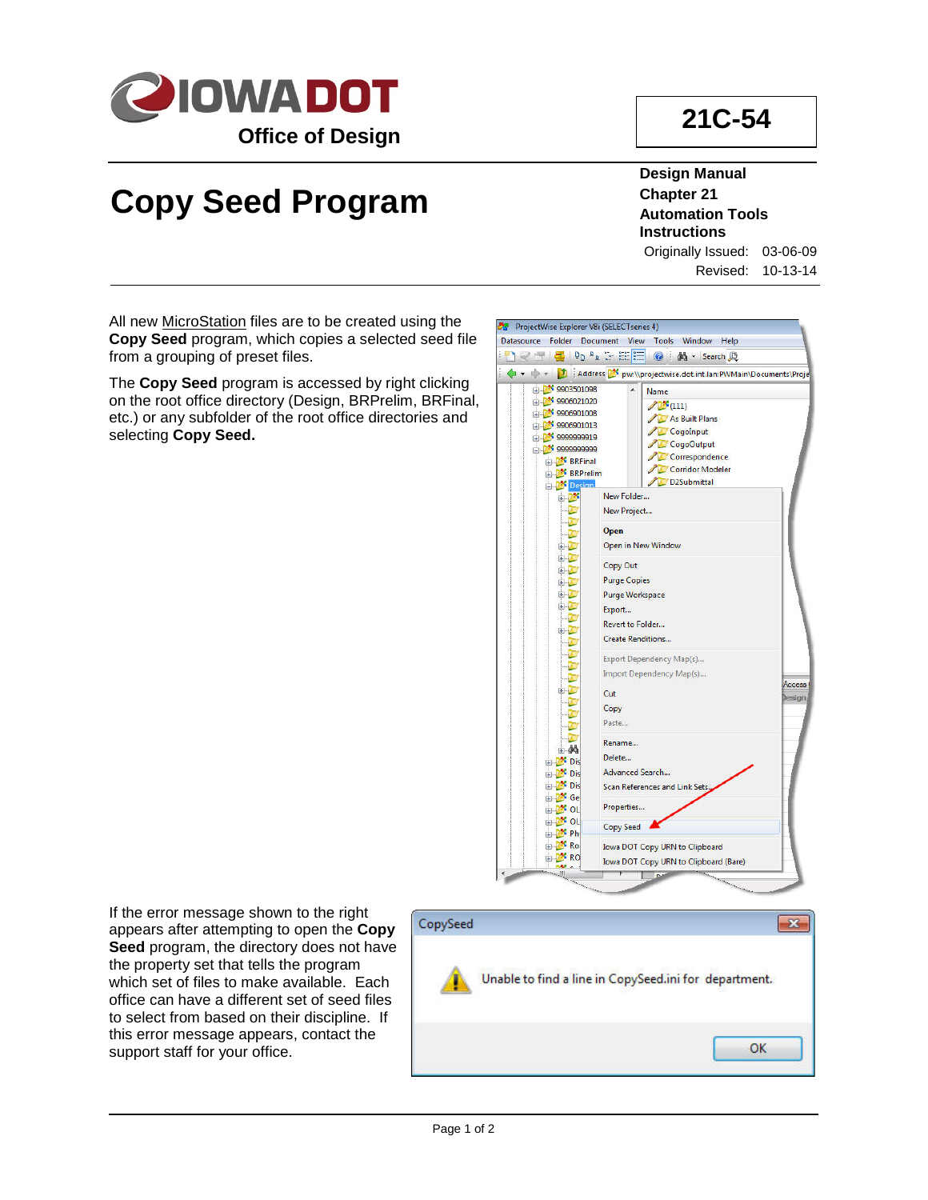# Copy Seed Program

**21C-54**

**Design Manual**
**Chapter 21**
**Automation Tools**
**Instructions**

Originally Issued: 03-06-09
Revised: 10-13-14

All new MicroStation files are to be created using the **Copy Seed** program, which copies a selected seed file from a grouping of preset files.

The **Copy Seed** program is accessed by right clicking on the root office directory (Design, BRPrelim, BRFinal, etc.) or any subfolder of the root office directories and selecting **Copy Seed.**

If the error message shown to the right appears after attempting to open the **Copy Seed** program, the directory does not have the property set that tells the program which set of files to make available. Each office can have a different set of seed files to select from based on their discipline. If this error message appears, contact the support staff for your office.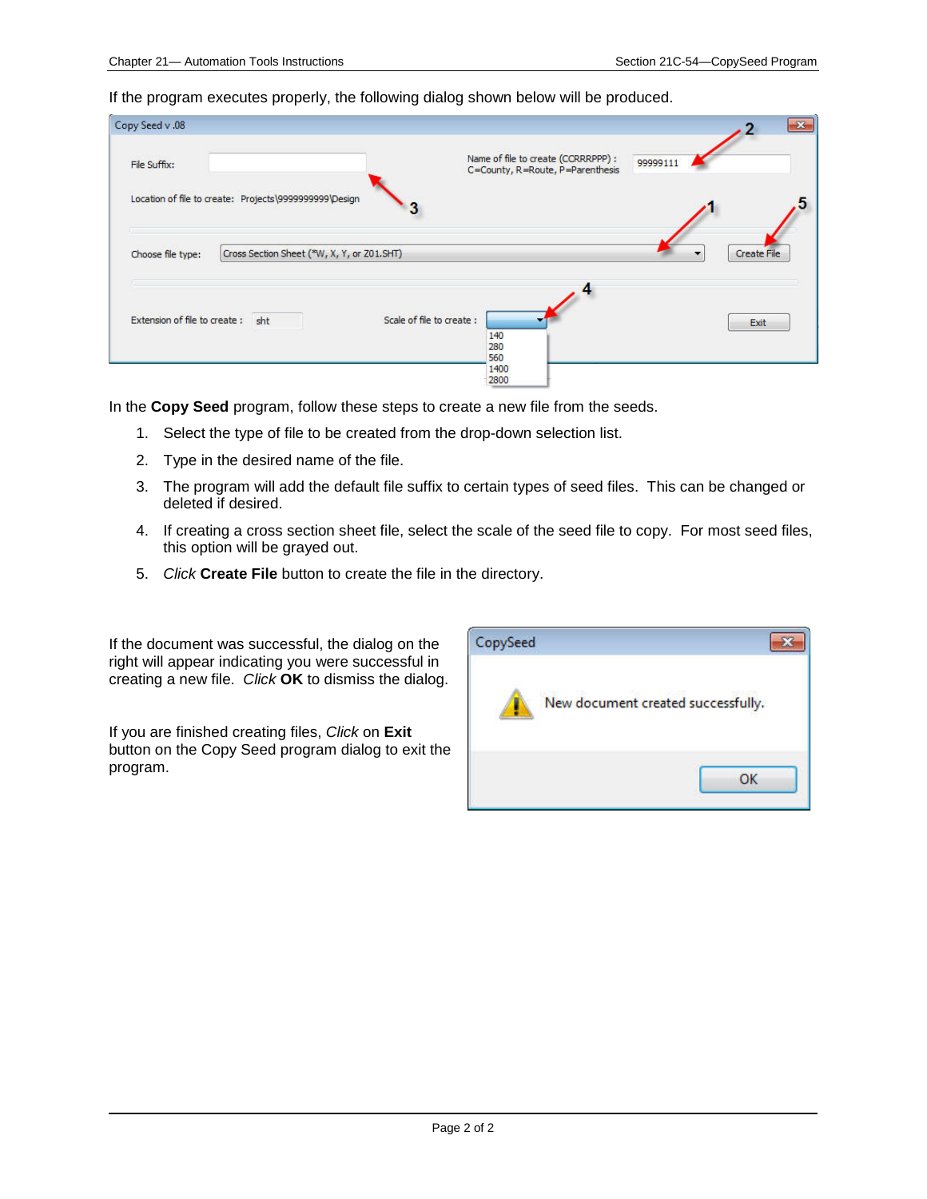If the program executes properly, the following dialog shown below will be produced.

In the **Copy Seed** program, follow these steps to create a new file from the seeds.

1. Select the type of file to be created from the drop-down selection list.
2. Type in the desired name of the file.
3. The program will add the default file suffix to certain types of seed files. This can be changed or deleted if desired.
4. If creating a cross section sheet file, select the scale of the seed file to copy. For most seed files, this option will be grayed out.
5. *Click* **Create File** button to create the file in the directory.

If the document was successful, the dialog on the right will appear indicating you were successful in creating a new file. *Click* **OK** to dismiss the dialog.

If you are finished creating files, *Click* on **Exit** button on the Copy Seed program dialog to exit the program.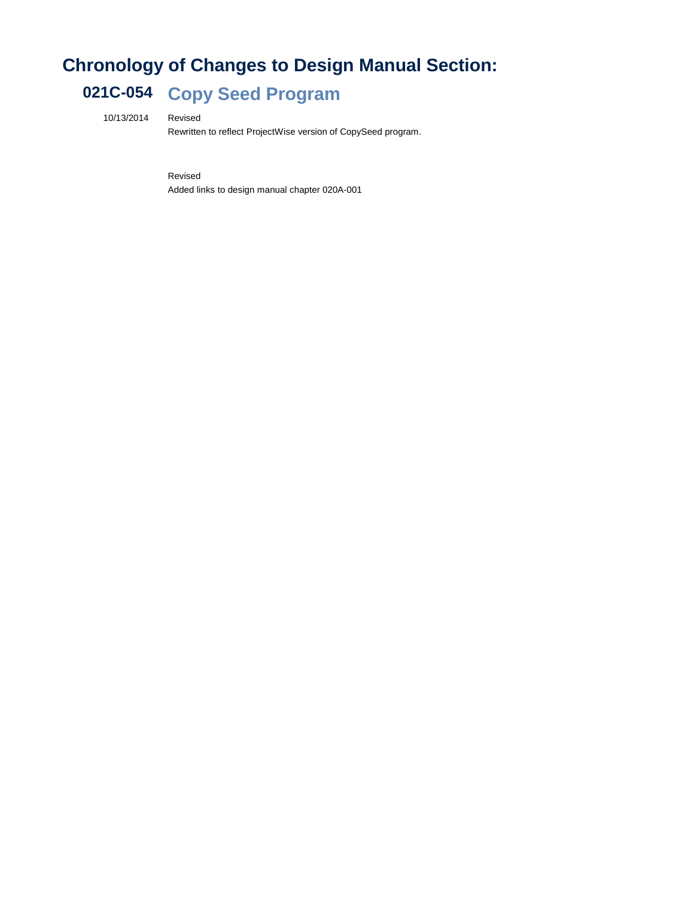# Chronology of Changes to Design Manual Section:

## 021C-054 Copy Seed Program

10/13/2014 Revised

Rewritten to reflect ProjectWise version of CopySeed program.

Revised

Added links to design manual chapter 020A-001